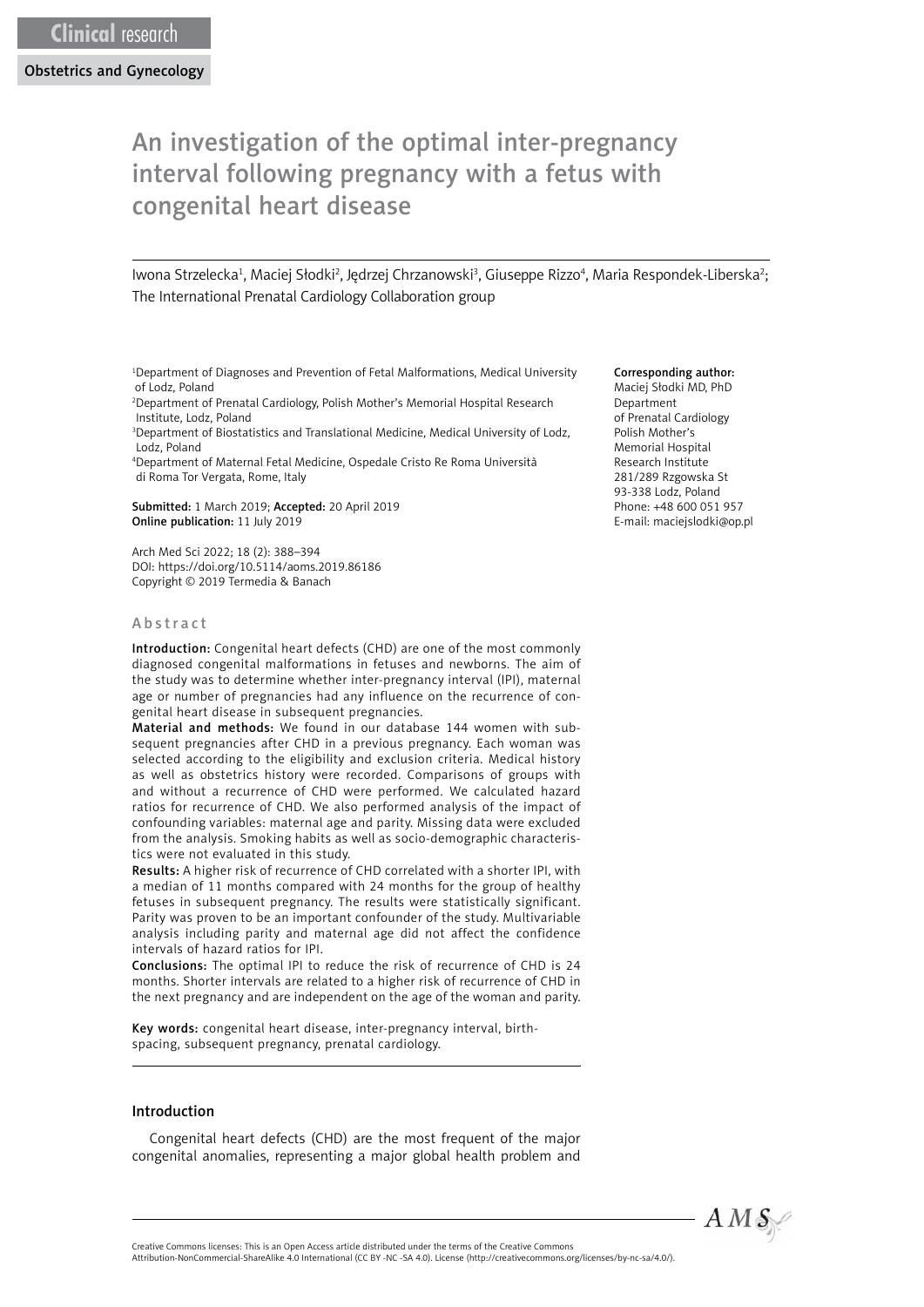Clinical research

Obstetrics and Gynecology

# An investigation of the optimal inter-pregnancy interval following pregnancy with a fetus with congenital heart disease

Iwona Strzelecka[1], Maciej Słodki[2], Jędrzej Chrzanowski[3], Giuseppe Rizzo[4], Maria Respondek-Liberska[2]; The International Prenatal Cardiology Collaboration group

[1]Department of Diagnoses and Prevention of Fetal Malformations, Medical University of Lodz, Poland
[2]Department of Prenatal Cardiology, Polish Mother's Memorial Hospital Research Institute, Lodz, Poland
[3]Department of Biostatistics and Translational Medicine, Medical University of Lodz, Lodz, Poland
[4]Department of Maternal Fetal Medicine, Ospedale Cristo Re Roma Università di Roma Tor Vergata, Rome, Italy

**Submitted:** 1 March 2019; **Accepted:** 20 April 2019
**Online publication:** 11 July 2019

Arch Med Sci 2022; 18 (2): 388–394
DOI: https://doi.org/10.5114/aoms.2019.86186
Copyright © 2019 Termedia & Banach

**Corresponding author:**
Maciej Słodki MD, PhD
Department of Prenatal Cardiology
Polish Mother's Memorial Hospital
Research Institute
281/289 Rzgowska St
93-338 Lodz, Poland
Phone: +48 600 051 957
E-mail: maciejslodki@op.pl

## Abstract

**Introduction:** Congenital heart defects (CHD) are one of the most commonly diagnosed congenital malformations in fetuses and newborns. The aim of the study was to determine whether inter-pregnancy interval (IPI), maternal age or number of pregnancies had any influence on the recurrence of congenital heart disease in subsequent pregnancies.

**Material and methods:** We found in our database 144 women with subsequent pregnancies after CHD in a previous pregnancy. Each woman was selected according to the eligibility and exclusion criteria. Medical history as well as obstetrics history were recorded. Comparisons of groups with and without a recurrence of CHD were performed. We calculated hazard ratios for recurrence of CHD. We also performed analysis of the impact of confounding variables: maternal age and parity. Missing data were excluded from the analysis. Smoking habits as well as socio-demographic characteristics were not evaluated in this study.

**Results:** A higher risk of recurrence of CHD correlated with a shorter IPI, with a median of 11 months compared with 24 months for the group of healthy fetuses in subsequent pregnancy. The results were statistically significant. Parity was proven to be an important confounder of the study. Multivariable analysis including parity and maternal age did not affect the confidence intervals of hazard ratios for IPI.

**Conclusions:** The optimal IPI to reduce the risk of recurrence of CHD is 24 months. Shorter intervals are related to a higher risk of recurrence of CHD in the next pregnancy and are independent on the age of the woman and parity.

**Key words:** congenital heart disease, inter-pregnancy interval, birth-spacing, subsequent pregnancy, prenatal cardiology.

## Introduction

Congenital heart defects (CHD) are the most frequent of the major congenital anomalies, representing a major global health problem and

Creative Commons licenses: This is an Open Access article distributed under the terms of the Creative Commons Attribution-NonCommercial-ShareAlike 4.0 International (CC BY -NC -SA 4.0). License (http://creativecommons.org/licenses/by-nc-sa/4.0/).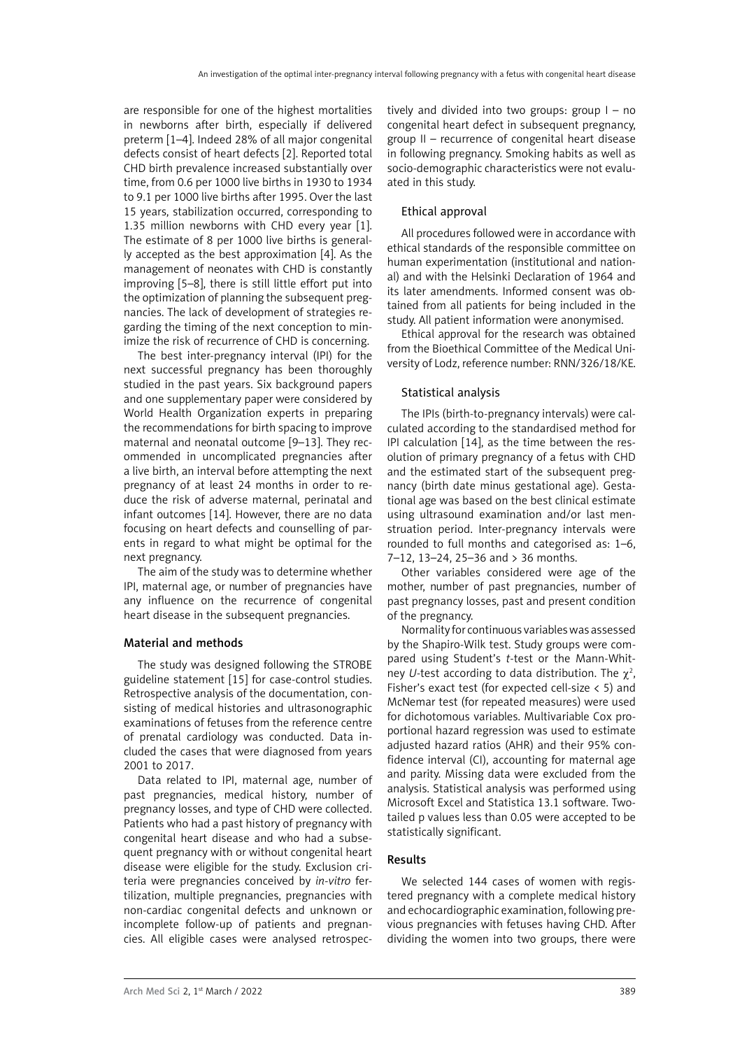are responsible for one of the highest mortalities in newborns after birth, especially if delivered preterm [1–4]. Indeed 28% of all major congenital defects consist of heart defects [2]. Reported total CHD birth prevalence increased substantially over time, from 0.6 per 1000 live births in 1930 to 1934 to 9.1 per 1000 live births after 1995. Over the last 15 years, stabilization occurred, corresponding to 1.35 million newborns with CHD every year [1]. The estimate of 8 per 1000 live births is generally accepted as the best approximation [4]. As the management of neonates with CHD is constantly improving [5–8], there is still little effort put into the optimization of planning the subsequent pregnancies. The lack of development of strategies regarding the timing of the next conception to minimize the risk of recurrence of CHD is concerning.

The best inter-pregnancy interval (IPI) for the next successful pregnancy has been thoroughly studied in the past years. Six background papers and one supplementary paper were considered by World Health Organization experts in preparing the recommendations for birth spacing to improve maternal and neonatal outcome [9–13]. They recommended in uncomplicated pregnancies after a live birth, an interval before attempting the next pregnancy of at least 24 months in order to reduce the risk of adverse maternal, perinatal and infant outcomes [14]. However, there are no data focusing on heart defects and counselling of parents in regard to what might be optimal for the next pregnancy.

The aim of the study was to determine whether IPI, maternal age, or number of pregnancies have any influence on the recurrence of congenital heart disease in the subsequent pregnancies.

## Material and methods

The study was designed following the STROBE guideline statement [15] for case-control studies. Retrospective analysis of the documentation, consisting of medical histories and ultrasonographic examinations of fetuses from the reference centre of prenatal cardiology was conducted. Data included the cases that were diagnosed from years 2001 to 2017.

Data related to IPI, maternal age, number of past pregnancies, medical history, number of pregnancy losses, and type of CHD were collected. Patients who had a past history of pregnancy with congenital heart disease and who had a subsequent pregnancy with or without congenital heart disease were eligible for the study. Exclusion criteria were pregnancies conceived by *in-vitro* fertilization, multiple pregnancies, pregnancies with non-cardiac congenital defects and unknown or incomplete follow-up of patients and pregnancies. All eligible cases were analysed retrospectively and divided into two groups: group I – no congenital heart defect in subsequent pregnancy, group II – recurrence of congenital heart disease in following pregnancy. Smoking habits as well as socio-demographic characteristics were not evaluated in this study.

### Ethical approval

All procedures followed were in accordance with ethical standards of the responsible committee on human experimentation (institutional and national) and with the Helsinki Declaration of 1964 and its later amendments. Informed consent was obtained from all patients for being included in the study. All patient information were anonymised.

Ethical approval for the research was obtained from the Bioethical Committee of the Medical University of Lodz, reference number: RNN/326/18/KE.

### Statistical analysis

The IPIs (birth-to-pregnancy intervals) were calculated according to the standardised method for IPI calculation [14], as the time between the resolution of primary pregnancy of a fetus with CHD and the estimated start of the subsequent pregnancy (birth date minus gestational age). Gestational age was based on the best clinical estimate using ultrasound examination and/or last menstruation period. Inter-pregnancy intervals were rounded to full months and categorised as: 1–6, 7–12, 13–24, 25–36 and > 36 months.

Other variables considered were age of the mother, number of past pregnancies, number of past pregnancy losses, past and present condition of the pregnancy.

Normality for continuous variables was assessed by the Shapiro-Wilk test. Study groups were compared using Student's *t*-test or the Mann-Whitney *U*-test according to data distribution. The $\chi^2$, Fisher's exact test (for expected cell-size < 5) and McNemar test (for repeated measures) were used for dichotomous variables. Multivariable Cox proportional hazard regression was used to estimate adjusted hazard ratios (AHR) and their 95% confidence interval (CI), accounting for maternal age and parity. Missing data were excluded from the analysis. Statistical analysis was performed using Microsoft Excel and Statistica 13.1 software. Two-tailed p values less than 0.05 were accepted to be statistically significant.

## Results

We selected 144 cases of women with registered pregnancy with a complete medical history and echocardiographic examination, following previous pregnancies with fetuses having CHD. After dividing the women into two groups, there were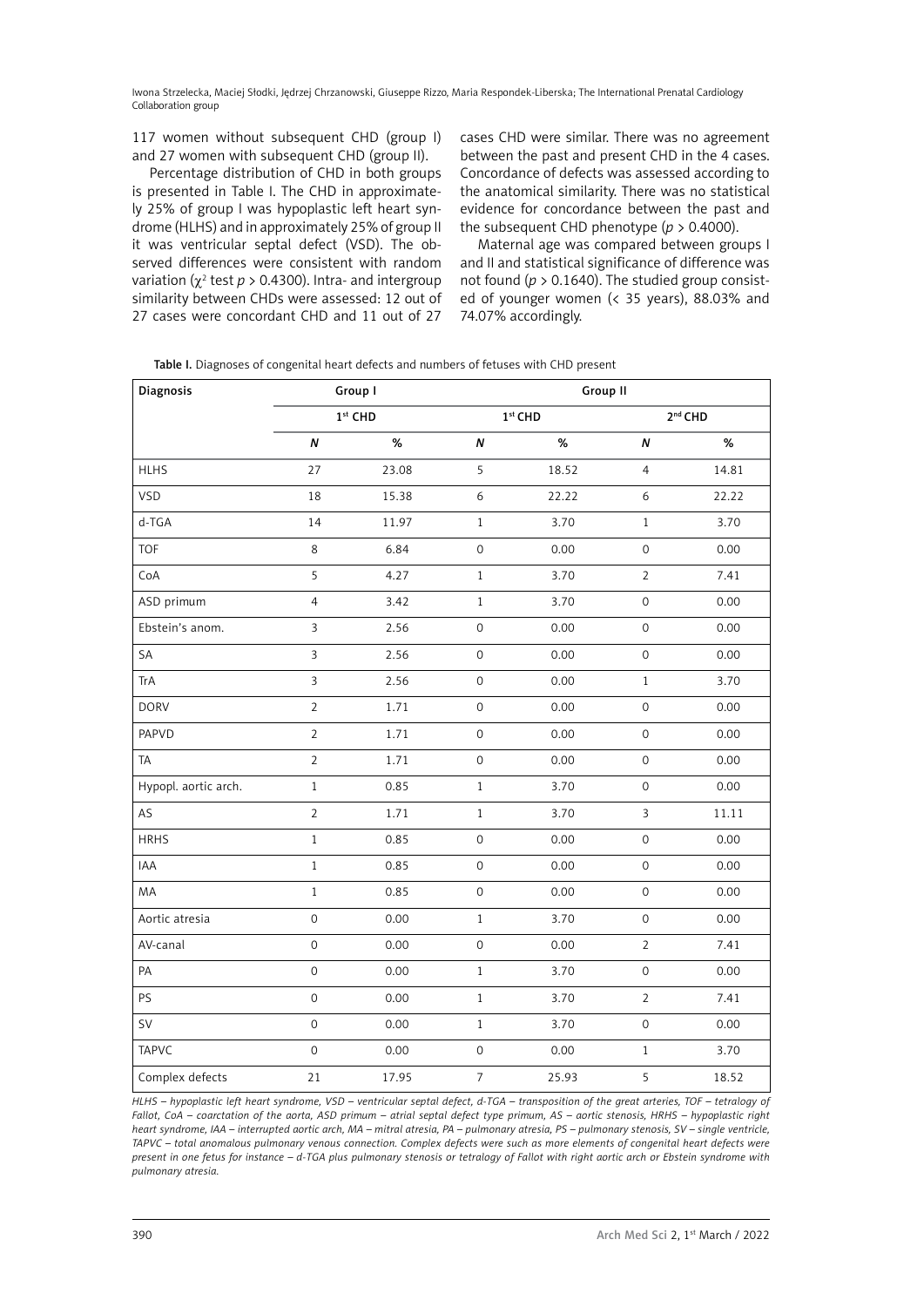117 women without subsequent CHD (group I) and 27 women with subsequent CHD (group II).

Percentage distribution of CHD in both groups is presented in Table I. The CHD in approximately 25% of group I was hypoplastic left heart syndrome (HLHS) and in approximately 25% of group II it was ventricular septal defect (VSD). The observed differences were consistent with random variation ($\chi^2$ test $p > 0.4300$). Intra- and intergroup similarity between CHDs were assessed: 12 out of 27 cases were concordant CHD and 11 out of 27 cases CHD were similar. There was no agreement between the past and present CHD in the 4 cases. Concordance of defects was assessed according to the anatomical similarity. There was no statistical evidence for concordance between the past and the subsequent CHD phenotype ($p > 0.4000$).

Maternal age was compared between groups I and II and statistical significance of difference was not found ($p > 0.1640$). The studied group consisted of younger women (< 35 years), 88.03% and 74.07% accordingly.

**Table I.** Diagnoses of congenital heart defects and numbers of fetuses with CHD present

| Diagnosis | Group I | | Group II | | | |
|---|---|---|---|---|---|---|
| | 1st CHD | | 1st CHD | | 2nd CHD | |
| | *N* | % | *N* | % | *N* | % |
| HLHS | 27 | 23.08 | 5 | 18.52 | 4 | 14.81 |
| VSD | 18 | 15.38 | 6 | 22.22 | 6 | 22.22 |
| d-TGA | 14 | 11.97 | 1 | 3.70 | 1 | 3.70 |
| TOF | 8 | 6.84 | 0 | 0.00 | 0 | 0.00 |
| CoA | 5 | 4.27 | 1 | 3.70 | 2 | 7.41 |
| ASD primum | 4 | 3.42 | 1 | 3.70 | 0 | 0.00 |
| Ebstein's anom. | 3 | 2.56 | 0 | 0.00 | 0 | 0.00 |
| SA | 3 | 2.56 | 0 | 0.00 | 0 | 0.00 |
| TrA | 3 | 2.56 | 0 | 0.00 | 1 | 3.70 |
| DORV | 2 | 1.71 | 0 | 0.00 | 0 | 0.00 |
| PAPVD | 2 | 1.71 | 0 | 0.00 | 0 | 0.00 |
| TA | 2 | 1.71 | 0 | 0.00 | 0 | 0.00 |
| Hypopl. aortic arch. | 1 | 0.85 | 1 | 3.70 | 0 | 0.00 |
| AS | 2 | 1.71 | 1 | 3.70 | 3 | 11.11 |
| HRHS | 1 | 0.85 | 0 | 0.00 | 0 | 0.00 |
| IAA | 1 | 0.85 | 0 | 0.00 | 0 | 0.00 |
| MA | 1 | 0.85 | 0 | 0.00 | 0 | 0.00 |
| Aortic atresia | 0 | 0.00 | 1 | 3.70 | 0 | 0.00 |
| AV-canal | 0 | 0.00 | 0 | 0.00 | 2 | 7.41 |
| PA | 0 | 0.00 | 1 | 3.70 | 0 | 0.00 |
| PS | 0 | 0.00 | 1 | 3.70 | 2 | 7.41 |
| SV | 0 | 0.00 | 1 | 3.70 | 0 | 0.00 |
| TAPVC | 0 | 0.00 | 0 | 0.00 | 1 | 3.70 |
| Complex defects | 21 | 17.95 | 7 | 25.93 | 5 | 18.52 |

*HLHS – hypoplastic left heart syndrome, VSD – ventricular septal defect, d-TGA – transposition of the great arteries, TOF – tetralogy of Fallot, CoA – coarctation of the aorta, ASD primum – atrial septal defect type primum, AS – aortic stenosis, HRHS – hypoplastic right heart syndrome, IAA – interrupted aortic arch, MA – mitral atresia, PA – pulmonary atresia, PS – pulmonary stenosis, SV – single ventricle, TAPVC – total anomalous pulmonary venous connection. Complex defects were such as more elements of congenital heart defects were present in one fetus for instance – d-TGA plus pulmonary stenosis or tetralogy of Fallot with right aortic arch or Ebstein syndrome with pulmonary atresia.*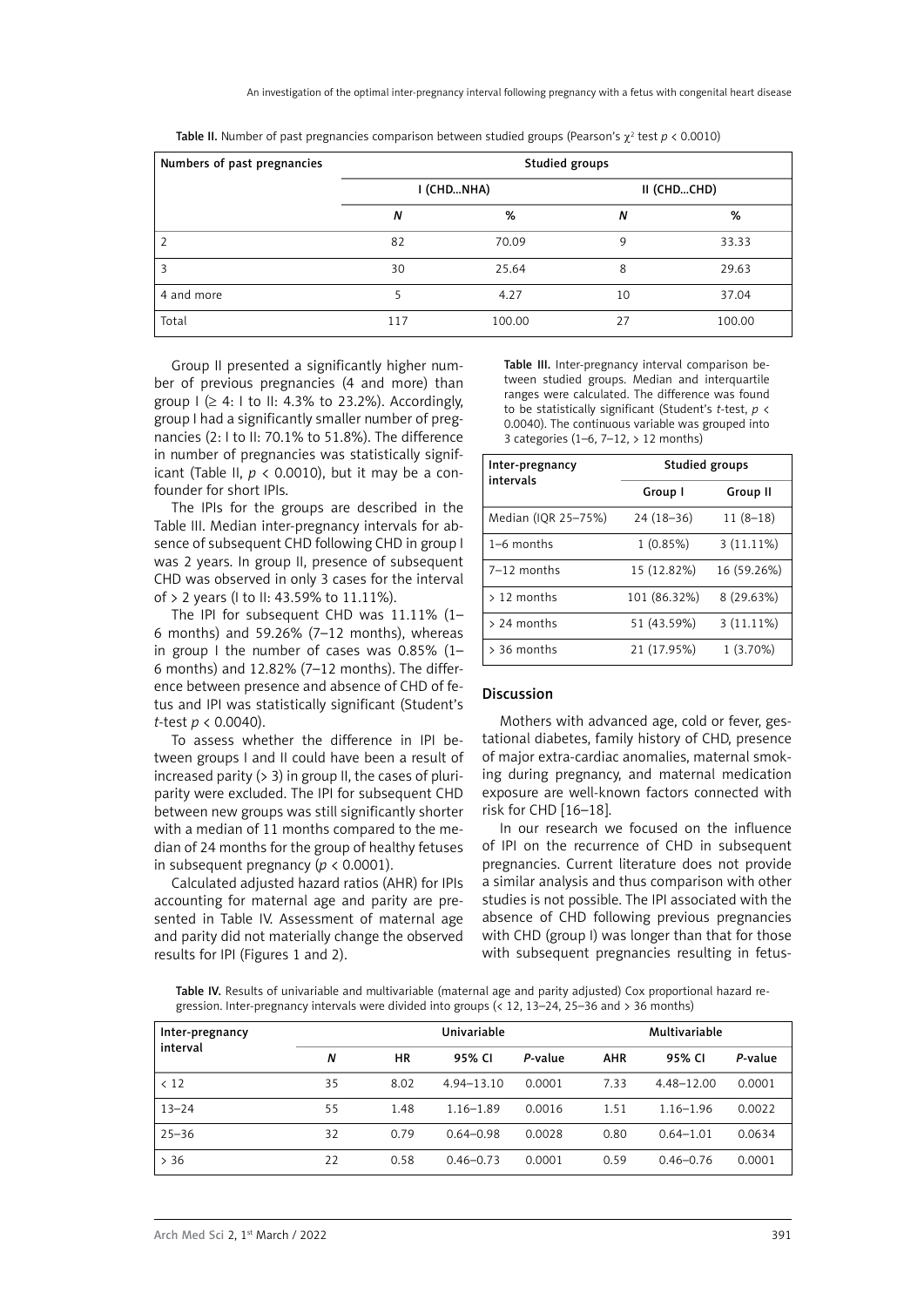**Table II.** Number of past pregnancies comparison between studied groups (Pearson's $\chi^2$ test $p < 0.0010$)

| Numbers of past pregnancies | Studied groups | | | |
|---|---|---|---|---|
| | I (CHD...NHA) | | II (CHD...CHD) | |
| | *N* | % | *N* | % |
| 2 | 82 | 70.09 | 9 | 33.33 |
| 3 | 30 | 25.64 | 8 | 29.63 |
| 4 and more | 5 | 4.27 | 10 | 37.04 |
| Total | 117 | 100.00 | 27 | 100.00 |

Group II presented a significantly higher number of previous pregnancies (4 and more) than group I (≥ 4: I to II: 4.3% to 23.2%). Accordingly, group I had a significantly smaller number of pregnancies (2: I to II: 70.1% to 51.8%). The difference in number of pregnancies was statistically significant (Table II, $p < 0.0010$), but it may be a confounder for short IPIs.

The IPIs for the groups are described in the Table III. Median inter-pregnancy intervals for absence of subsequent CHD following CHD in group I was 2 years. In group II, presence of subsequent CHD was observed in only 3 cases for the interval of > 2 years (I to II: 43.59% to 11.11%).

The IPI for subsequent CHD was 11.11% (1–6 months) and 59.26% (7–12 months), whereas in group I the number of cases was 0.85% (1–6 months) and 12.82% (7–12 months). The difference between presence and absence of CHD of fetus and IPI was statistically significant (Student's *t*-test $p < 0.0040$).

To assess whether the difference in IPI between groups I and II could have been a result of increased parity (> 3) in group II, the cases of pluriparity were excluded. The IPI for subsequent CHD between new groups was still significantly shorter with a median of 11 months compared to the median of 24 months for the group of healthy fetuses in subsequent pregnancy ($p < 0.0001$).

Calculated adjusted hazard ratios (AHR) for IPIs accounting for maternal age and parity are presented in Table IV. Assessment of maternal age and parity did not materially change the observed results for IPI (Figures 1 and 2).

**Table III.** Inter-pregnancy interval comparison between studied groups. Median and interquartile ranges were calculated. The difference was found to be statistically significant (Student's *t*-test, $p < 0.0040$). The continuous variable was grouped into 3 categories (1–6, 7–12, > 12 months)

| Inter-pregnancy intervals | Studied groups | |
|---|---|---|
| | Group I | Group II |
| Median (IQR 25–75%) | 24 (18–36) | 11 (8–18) |
| 1–6 months | 1 (0.85%) | 3 (11.11%) |
| 7–12 months | 15 (12.82%) | 16 (59.26%) |
| > 12 months | 101 (86.32%) | 8 (29.63%) |
| > 24 months | 51 (43.59%) | 3 (11.11%) |
| > 36 months | 21 (17.95%) | 1 (3.70%) |

## Discussion

Mothers with advanced age, cold or fever, gestational diabetes, family history of CHD, presence of major extra-cardiac anomalies, maternal smoking during pregnancy, and maternal medication exposure are well-known factors connected with risk for CHD [16–18].

In our research we focused on the influence of IPI on the recurrence of CHD in subsequent pregnancies. Current literature does not provide a similar analysis and thus comparison with other studies is not possible. The IPI associated with the absence of CHD following previous pregnancies with CHD (group I) was longer than that for those with subsequent pregnancies resulting in fetus-

**Table IV.** Results of univariable and multivariable (maternal age and parity adjusted) Cox proportional hazard regression. Inter-pregnancy intervals were divided into groups (< 12, 13–24, 25–36 and > 36 months)

| Inter-pregnancy interval | Univariable | | | | Multivariable | | |
|---|---|---|---|---|---|---|---|
| | *N* | HR | 95% CI | *P*-value | AHR | 95% CI | *P*-value |
| < 12 | 35 | 8.02 | 4.94–13.10 | 0.0001 | 7.33 | 4.48–12.00 | 0.0001 |
| 13–24 | 55 | 1.48 | 1.16–1.89 | 0.0016 | 1.51 | 1.16–1.96 | 0.0022 |
| 25–36 | 32 | 0.79 | 0.64–0.98 | 0.0028 | 0.80 | 0.64–1.01 | 0.0634 |
| > 36 | 22 | 0.58 | 0.46–0.73 | 0.0001 | 0.59 | 0.46–0.76 | 0.0001 |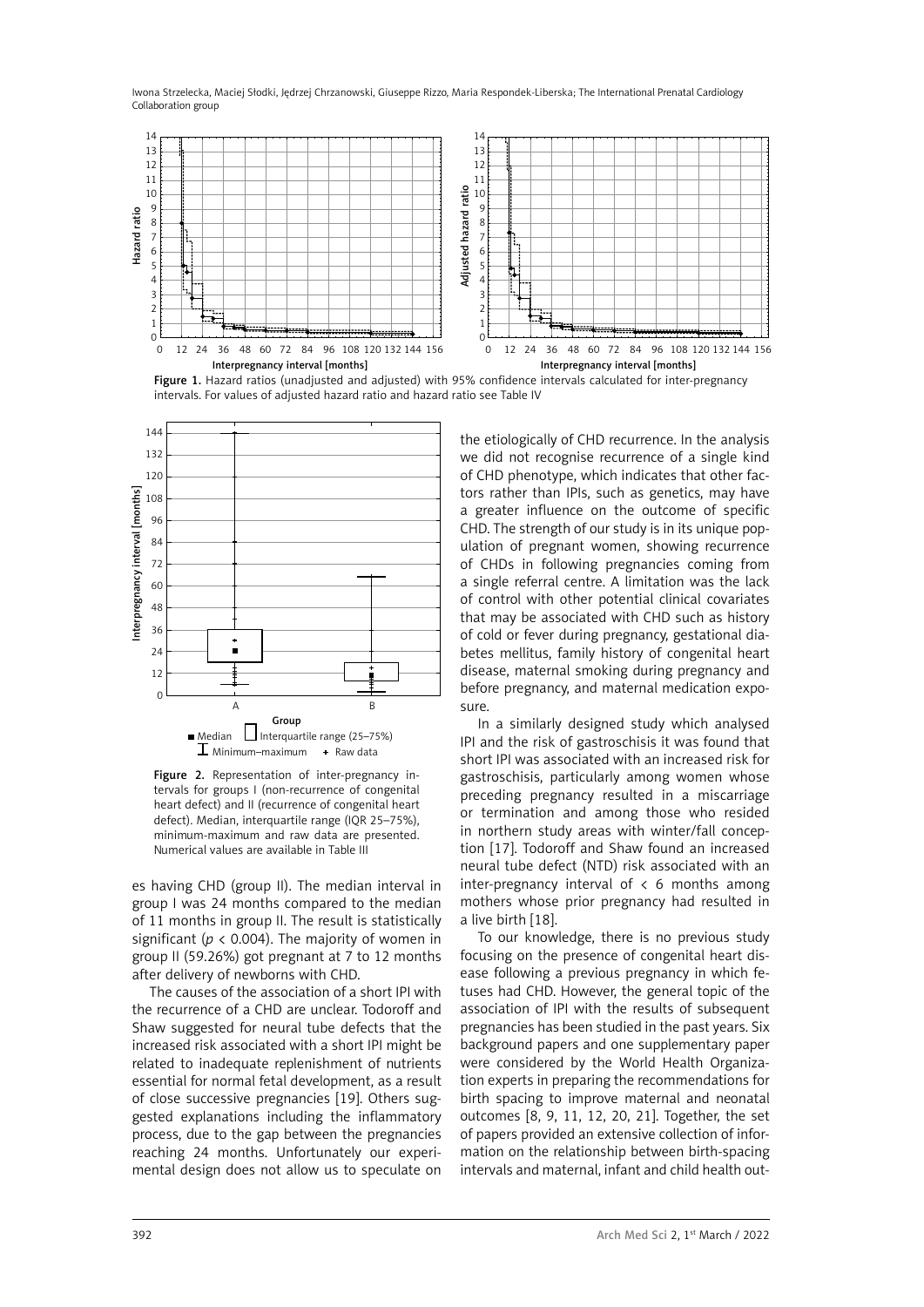Figure 1. Hazard ratios (unadjusted and adjusted) with 95% confidence intervals calculated for inter-pregnancy intervals. For values of adjusted hazard ratio and hazard ratio see Table IV

Figure 2. Representation of inter-pregnancy intervals for groups I (non-recurrence of congenital heart defect) and II (recurrence of congenital heart defect). Median, interquartile range (IQR 25–75%), minimum-maximum and raw data are presented. Numerical values are available in Table III

es having CHD (group II). The median interval in group I was 24 months compared to the median of 11 months in group II. The result is statistically significant ($p < 0.004$). The majority of women in group II (59.26%) got pregnant at 7 to 12 months after delivery of newborns with CHD.

The causes of the association of a short IPI with the recurrence of a CHD are unclear. Todoroff and Shaw suggested for neural tube defects that the increased risk associated with a short IPI might be related to inadequate replenishment of nutrients essential for normal fetal development, as a result of close successive pregnancies [19]. Others suggested explanations including the inflammatory process, due to the gap between the pregnancies reaching 24 months. Unfortunately our experimental design does not allow us to speculate on the etiologically of CHD recurrence. In the analysis we did not recognise recurrence of a single kind of CHD phenotype, which indicates that other factors rather than IPIs, such as genetics, may have a greater influence on the outcome of specific CHD. The strength of our study is in its unique population of pregnant women, showing recurrence of CHDs in following pregnancies coming from a single referral centre. A limitation was the lack of control with other potential clinical covariates that may be associated with CHD such as history of cold or fever during pregnancy, gestational diabetes mellitus, family history of congenital heart disease, maternal smoking during pregnancy and before pregnancy, and maternal medication exposure.

In a similarly designed study which analysed IPI and the risk of gastroschisis it was found that short IPI was associated with an increased risk for gastroschisis, particularly among women whose preceding pregnancy resulted in a miscarriage or termination and among those who resided in northern study areas with winter/fall conception [17]. Todoroff and Shaw found an increased neural tube defect (NTD) risk associated with an inter-pregnancy interval of < 6 months among mothers whose prior pregnancy had resulted in a live birth [18].

To our knowledge, there is no previous study focusing on the presence of congenital heart disease following a previous pregnancy in which fetuses had CHD. However, the general topic of the association of IPI with the results of subsequent pregnancies has been studied in the past years. Six background papers and one supplementary paper were considered by the World Health Organization experts in preparing the recommendations for birth spacing to improve maternal and neonatal outcomes [8, 9, 11, 12, 20, 21]. Together, the set of papers provided an extensive collection of information on the relationship between birth-spacing intervals and maternal, infant and child health out-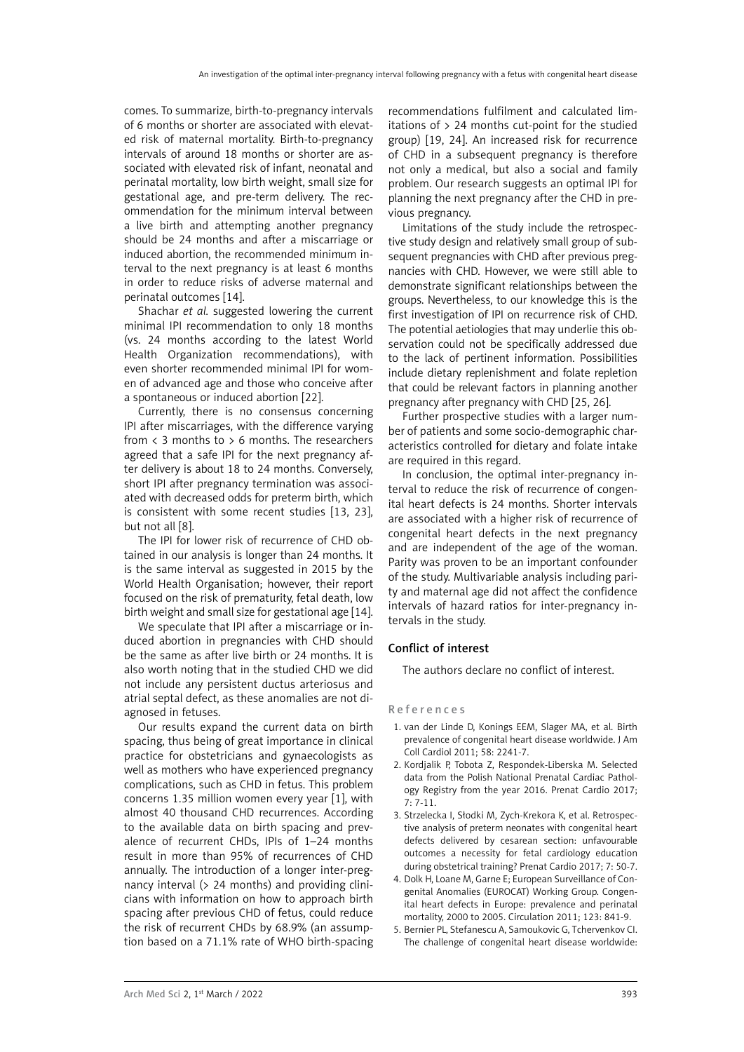comes. To summarize, birth-to-pregnancy intervals of 6 months or shorter are associated with elevated risk of maternal mortality. Birth-to-pregnancy intervals of around 18 months or shorter are associated with elevated risk of infant, neonatal and perinatal mortality, low birth weight, small size for gestational age, and pre-term delivery. The recommendation for the minimum interval between a live birth and attempting another pregnancy should be 24 months and after a miscarriage or induced abortion, the recommended minimum interval to the next pregnancy is at least 6 months in order to reduce risks of adverse maternal and perinatal outcomes [14].

Shachar *et al.* suggested lowering the current minimal IPI recommendation to only 18 months (vs. 24 months according to the latest World Health Organization recommendations), with even shorter recommended minimal IPI for women of advanced age and those who conceive after a spontaneous or induced abortion [22].

Currently, there is no consensus concerning IPI after miscarriages, with the difference varying from < 3 months to > 6 months. The researchers agreed that a safe IPI for the next pregnancy after delivery is about 18 to 24 months. Conversely, short IPI after pregnancy termination was associated with decreased odds for preterm birth, which is consistent with some recent studies [13, 23], but not all [8].

The IPI for lower risk of recurrence of CHD obtained in our analysis is longer than 24 months. It is the same interval as suggested in 2015 by the World Health Organisation; however, their report focused on the risk of prematurity, fetal death, low birth weight and small size for gestational age [14].

We speculate that IPI after a miscarriage or induced abortion in pregnancies with CHD should be the same as after live birth or 24 months. It is also worth noting that in the studied CHD we did not include any persistent ductus arteriosus and atrial septal defect, as these anomalies are not diagnosed in fetuses.

Our results expand the current data on birth spacing, thus being of great importance in clinical practice for obstetricians and gynaecologists as well as mothers who have experienced pregnancy complications, such as CHD in fetus. This problem concerns 1.35 million women every year [1], with almost 40 thousand CHD recurrences. According to the available data on birth spacing and prevalence of recurrent CHDs, IPIs of 1–24 months result in more than 95% of recurrences of CHD annually. The introduction of a longer inter-pregnancy interval (> 24 months) and providing clinicians with information on how to approach birth spacing after previous CHD of fetus, could reduce the risk of recurrent CHDs by 68.9% (an assumption based on a 71.1% rate of WHO birth-spacing recommendations fulfilment and calculated limitations of > 24 months cut-point for the studied group) [19, 24]. An increased risk for recurrence of CHD in a subsequent pregnancy is therefore not only a medical, but also a social and family problem. Our research suggests an optimal IPI for planning the next pregnancy after the CHD in previous pregnancy.

Limitations of the study include the retrospective study design and relatively small group of subsequent pregnancies with CHD after previous pregnancies with CHD. However, we were still able to demonstrate significant relationships between the groups. Nevertheless, to our knowledge this is the first investigation of IPI on recurrence risk of CHD. The potential aetiologies that may underlie this observation could not be specifically addressed due to the lack of pertinent information. Possibilities include dietary replenishment and folate repletion that could be relevant factors in planning another pregnancy after pregnancy with CHD [25, 26].

Further prospective studies with a larger number of patients and some socio-demographic characteristics controlled for dietary and folate intake are required in this regard.

In conclusion, the optimal inter-pregnancy interval to reduce the risk of recurrence of congenital heart defects is 24 months. Shorter intervals are associated with a higher risk of recurrence of congenital heart defects in the next pregnancy and are independent of the age of the woman. Parity was proven to be an important confounder of the study. Multivariable analysis including parity and maternal age did not affect the confidence intervals of hazard ratios for inter-pregnancy intervals in the study.

## Conflict of interest

The authors declare no conflict of interest.

## References

1. van der Linde D, Konings EEM, Slager MA, et al. Birth prevalence of congenital heart disease worldwide. J Am Coll Cardiol 2011; 58: 2241-7.
2. Kordjalik P, Tobota Z, Respondek-Liberska M. Selected data from the Polish National Prenatal Cardiac Pathology Registry from the year 2016. Prenat Cardio 2017; 7: 7-11.
3. Strzelecka I, Słodki M, Zych-Krekora K, et al. Retrospective analysis of preterm neonates with congenital heart defects delivered by cesarean section: unfavourable outcomes a necessity for fetal cardiology education during obstetrical training? Prenat Cardio 2017; 7: 50-7.
4. Dolk H, Loane M, Garne E; European Surveillance of Congenital Anomalies (EUROCAT) Working Group. Congenital heart defects in Europe: prevalence and perinatal mortality, 2000 to 2005. Circulation 2011; 123: 841-9.
5. Bernier PL, Stefanescu A, Samoukovic G, Tchervenkov CI. The challenge of congenital heart disease worldwide: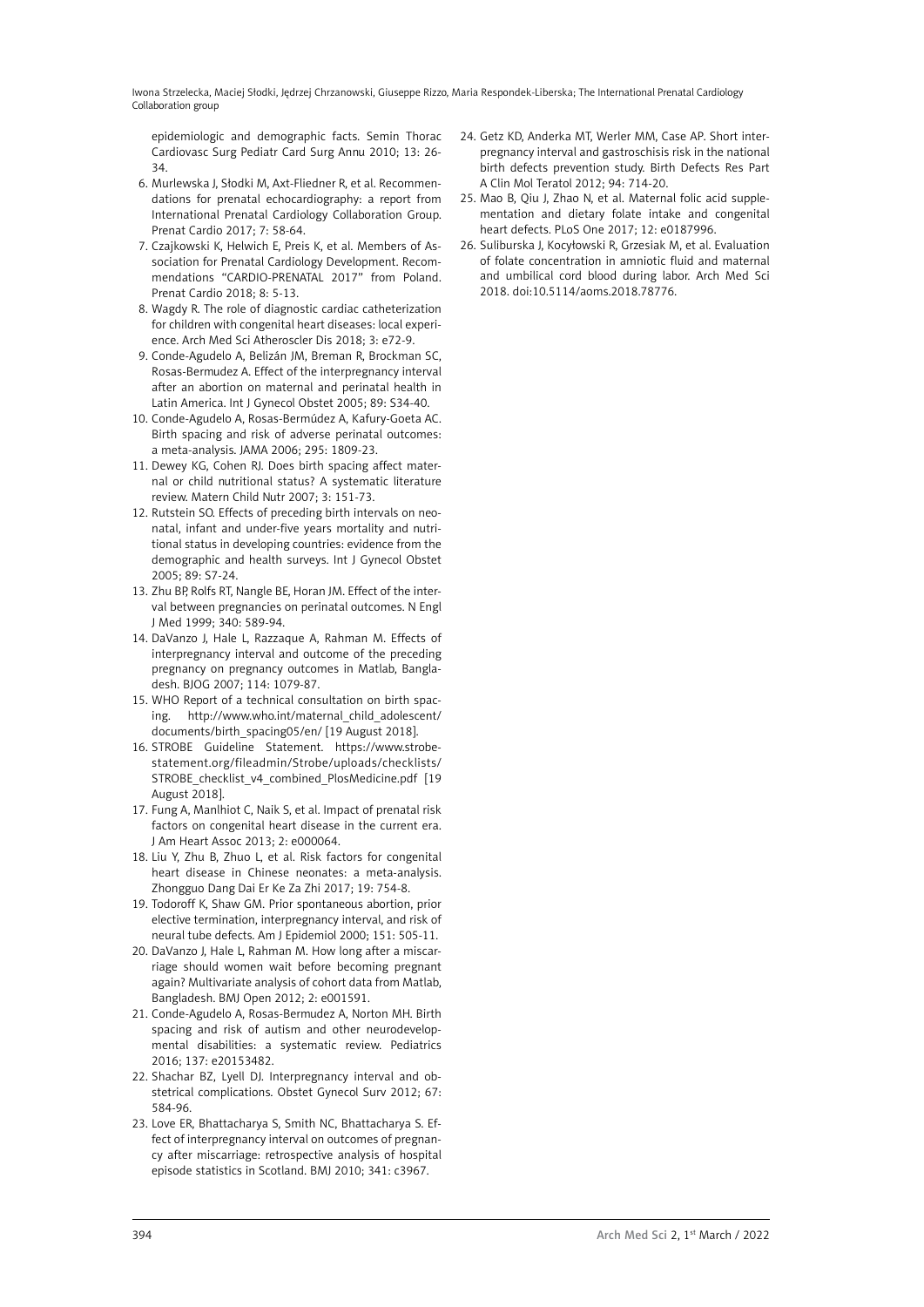epidemiologic and demographic facts. Semin Thorac Cardiovasc Surg Pediatr Card Surg Annu 2010; 13: 26-34.

6. Murlewska J, Słodki M, Axt-Fliedner R, et al. Recommendations for prenatal echocardiography: a report from International Prenatal Cardiology Collaboration Group. Prenat Cardio 2017; 7: 58-64.
7. Czajkowski K, Helwich E, Preis K, et al. Members of Association for Prenatal Cardiology Development. Recommendations "CARDIO-PRENATAL 2017" from Poland. Prenat Cardio 2018; 8: 5-13.
8. Wagdy R. The role of diagnostic cardiac catheterization for children with congenital heart diseases: local experience. Arch Med Sci Atheroscler Dis 2018; 3: e72-9.
9. Conde-Agudelo A, Belizán JM, Breman R, Brockman SC, Rosas-Bermudez A. Effect of the interpregnancy interval after an abortion on maternal and perinatal health in Latin America. Int J Gynecol Obstet 2005; 89: S34-40.
10. Conde-Agudelo A, Rosas-Bermúdez A, Kafury-Goeta AC. Birth spacing and risk of adverse perinatal outcomes: a meta-analysis. JAMA 2006; 295: 1809-23.
11. Dewey KG, Cohen RJ. Does birth spacing affect maternal or child nutritional status? A systematic literature review. Matern Child Nutr 2007; 3: 151-73.
12. Rutstein SO. Effects of preceding birth intervals on neonatal, infant and under-five years mortality and nutritional status in developing countries: evidence from the demographic and health surveys. Int J Gynecol Obstet 2005; 89: S7-24.
13. Zhu BP, Rolfs RT, Nangle BE, Horan JM. Effect of the interval between pregnancies on perinatal outcomes. N Engl J Med 1999; 340: 589-94.
14. DaVanzo J, Hale L, Razzaque A, Rahman M. Effects of interpregnancy interval and outcome of the preceding pregnancy on pregnancy outcomes in Matlab, Bangladesh. BJOG 2007; 114: 1079-87.
15. WHO Report of a technical consultation on birth spacing. http://www.who.int/maternal_child_adolescent/documents/birth_spacing05/en/ [19 August 2018].
16. STROBE Guideline Statement. https://www.strobe-statement.org/fileadmin/Strobe/uploads/checklists/STROBE_checklist_v4_combined_PlosMedicine.pdf [19 August 2018].
17. Fung A, Manlhiot C, Naik S, et al. Impact of prenatal risk factors on congenital heart disease in the current era. J Am Heart Assoc 2013; 2: e000064.
18. Liu Y, Zhu B, Zhuo L, et al. Risk factors for congenital heart disease in Chinese neonates: a meta-analysis. Zhongguo Dang Dai Er Ke Za Zhi 2017; 19: 754-8.
19. Todoroff K, Shaw GM. Prior spontaneous abortion, prior elective termination, interpregnancy interval, and risk of neural tube defects. Am J Epidemiol 2000; 151: 505-11.
20. DaVanzo J, Hale L, Rahman M. How long after a miscarriage should women wait before becoming pregnant again? Multivariate analysis of cohort data from Matlab, Bangladesh. BMJ Open 2012; 2: e001591.
21. Conde-Agudelo A, Rosas-Bermudez A, Norton MH. Birth spacing and risk of autism and other neurodevelopmental disabilities: a systematic review. Pediatrics 2016; 137: e20153482.
22. Shachar BZ, Lyell DJ. Interpregnancy interval and obstetrical complications. Obstet Gynecol Surv 2012; 67: 584-96.
23. Love ER, Bhattacharya S, Smith NC, Bhattacharya S. Effect of interpregnancy interval on outcomes of pregnancy after miscarriage: retrospective analysis of hospital episode statistics in Scotland. BMJ 2010; 341: c3967.
24. Getz KD, Anderka MT, Werler MM, Case AP. Short interpregnancy interval and gastroschisis risk in the national birth defects prevention study. Birth Defects Res Part A Clin Mol Teratol 2012; 94: 714-20.
25. Mao B, Qiu J, Zhao N, et al. Maternal folic acid supplementation and dietary folate intake and congenital heart defects. PLoS One 2017; 12: e0187996.
26. Suliburska J, Kocyłowski R, Grzesiak M, et al. Evaluation of folate concentration in amniotic fluid and maternal and umbilical cord blood during labor. Arch Med Sci 2018. doi:10.5114/aoms.2018.78776.